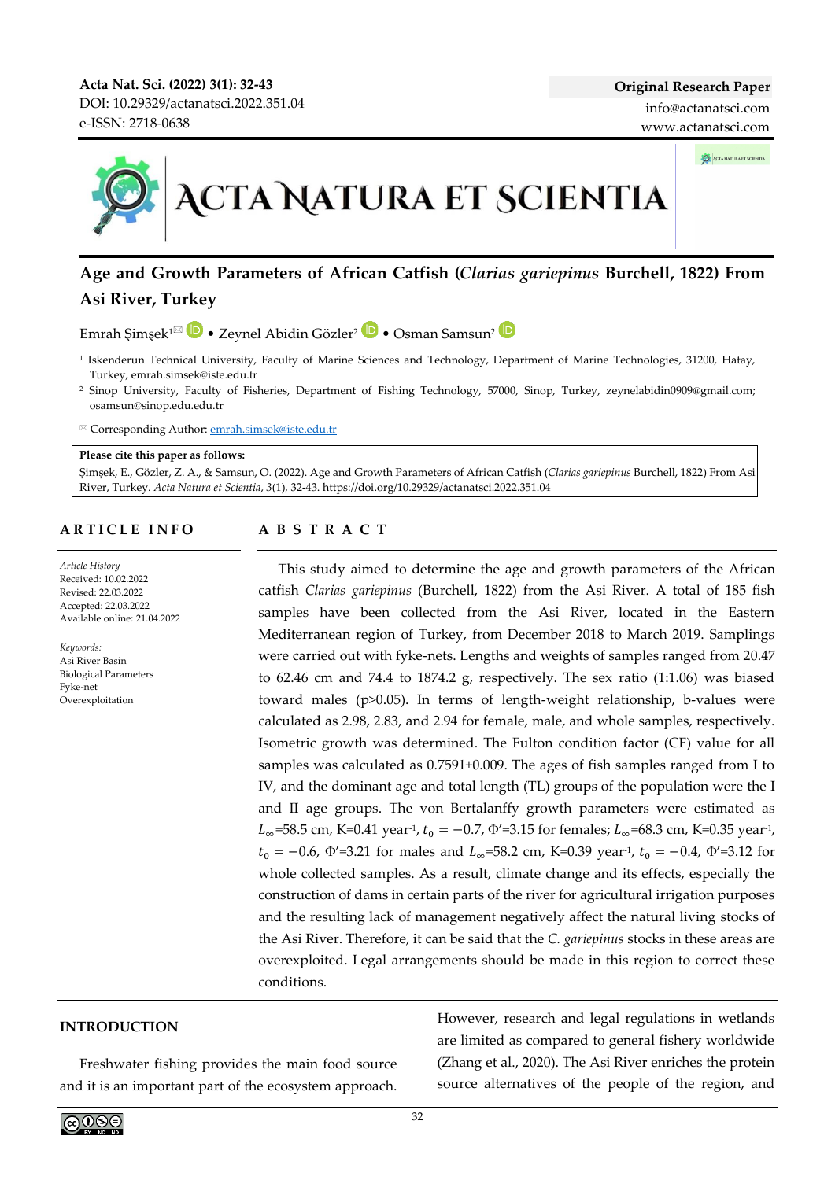Original Research Paper

info@actanatsci.com

www.actanatsci.com

# Age and Growth Parameters of African Catfish (*Clarias gariepinus* Burchell, 1822) From Asi River, Turkey

Emrah Şimşek[1✉] • Zeynel Abidin Gözler[2] • Osman Samsun[2]

[1] Iskenderun Technical University, Faculty of Marine Sciences and Technology, Department of Marine Technologies, 31200, Hatay, Turkey, emrah.simsek@iste.edu.tr

[2] Sinop University, Faculty of Fisheries, Department of Fishing Technology, 57000, Sinop, Turkey, zeynelabidin0909@gmail.com; osamsun@sinop.edu.edu.tr

✉ Corresponding Author: emrah.simsek@iste.edu.tr

**Please cite this paper as follows:**

Şimşek, E., Gözler, Z. A., & Samsun, O. (2022). Age and Growth Parameters of African Catfish (*Clarias gariepinus* Burchell, 1822) From Asi River, Turkey. *Acta Natura et Scientia*, 3(1), 32-43. https://doi.org/10.29329/actanatsci.2022.351.04

## ARTICLE INFO

*Article History*
Received: 10.02.2022
Revised: 22.03.2022
Accepted: 22.03.2022
Available online: 21.04.2022

*Keywords:*
Asi River Basin
Biological Parameters
Fyke-net
Overexploitation

## ABSTRACT

This study aimed to determine the age and growth parameters of the African catfish *Clarias gariepinus* (Burchell, 1822) from the Asi River. A total of 185 fish samples have been collected from the Asi River, located in the Eastern Mediterranean region of Turkey, from December 2018 to March 2019. Samplings were carried out with fyke-nets. Lengths and weights of samples ranged from 20.47 to 62.46 cm and 74.4 to 1874.2 g, respectively. The sex ratio (1:1.06) was biased toward males ($p>0.05$). In terms of length-weight relationship, b-values were calculated as 2.98, 2.83, and 2.94 for female, male, and whole samples, respectively. Isometric growth was determined. The Fulton condition factor (CF) value for all samples was calculated as 0.7591±0.009. The ages of fish samples ranged from I to IV, and the dominant age and total length (TL) groups of the population were the I and II age groups. The von Bertalanffy growth parameters were estimated as $L_\infty$=58.5 cm, K=0.41 year$^{-1}$, $t_0=-0.7$, Φ′=3.15 for females; $L_\infty$=68.3 cm, K=0.35 year$^{-1}$, $t_0=-0.6$, Φ′=3.21 for males and $L_\infty$=58.2 cm, K=0.39 year$^{-1}$, $t_0=-0.4$, Φ′=3.12 for whole collected samples. As a result, climate change and its effects, especially the construction of dams in certain parts of the river for agricultural irrigation purposes and the resulting lack of management negatively affect the natural living stocks of the Asi River. Therefore, it can be said that the *C. gariepinus* stocks in these areas are overexploited. Legal arrangements should be made in this region to correct these conditions.

## INTRODUCTION

Freshwater fishing provides the main food source and it is an important part of the ecosystem approach. However, research and legal regulations in wetlands are limited as compared to general fishery worldwide (Zhang et al., 2020). The Asi River enriches the protein source alternatives of the people of the region, and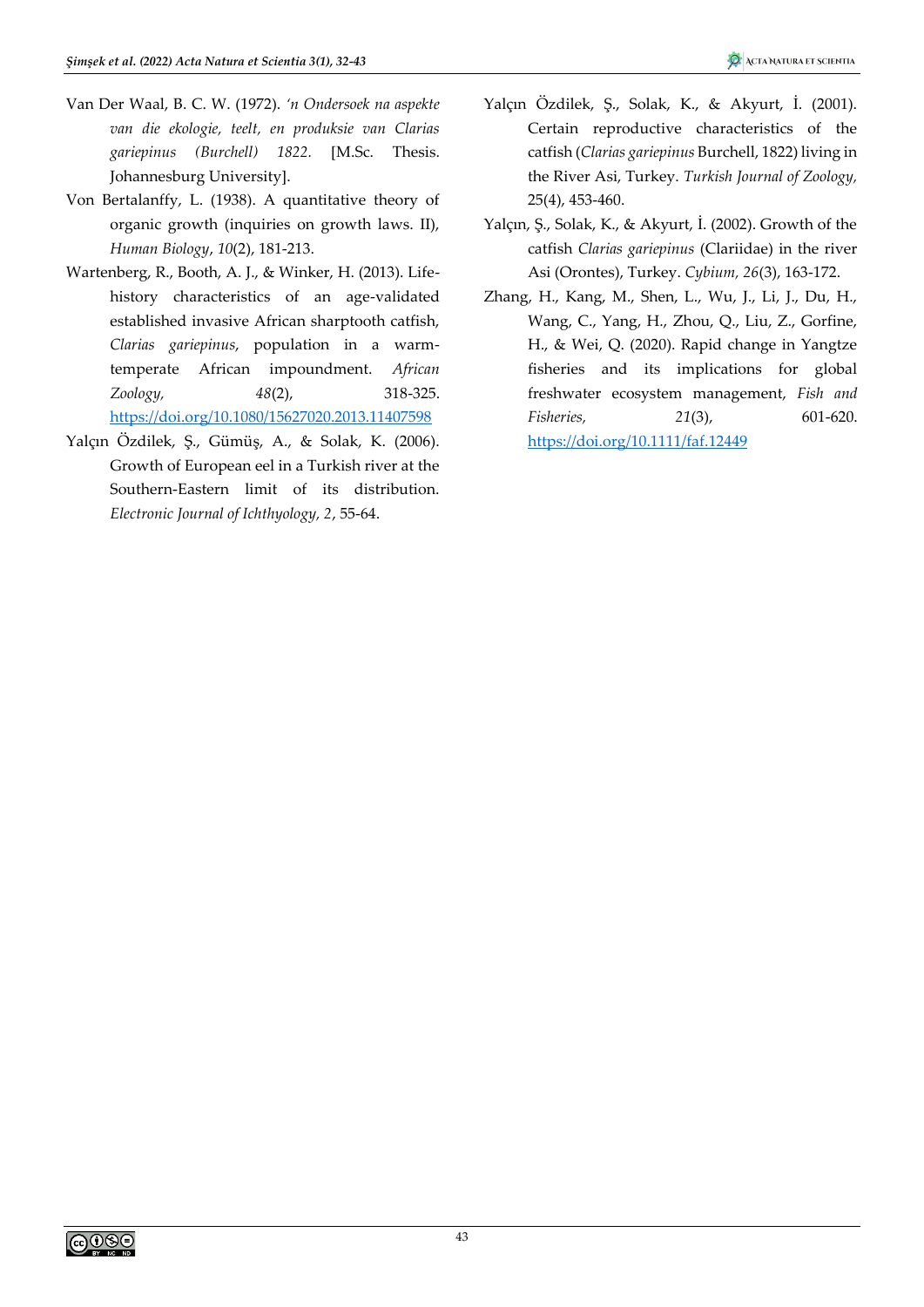Van Der Waal, B. C. W. (1972). *'n Ondersoek na aspekte van die ekologie, teelt, en produksie van Clarias gariepinus (Burchell) 1822*. [M.Sc. Thesis. Johannesburg University].

Von Bertalanffy, L. (1938). A quantitative theory of organic growth (inquiries on growth laws. II), *Human Biology*, *10*(2), 181-213.

Wartenberg, R., Booth, A. J., & Winker, H. (2013). Life-history characteristics of an age-validated established invasive African sharptooth catfish, *Clarias gariepinus*, population in a warm-temperate African impoundment. *African Zoology*, *48*(2), 318-325. https://doi.org/10.1080/15627020.2013.11407598

Yalçın Özdilek, Ş., Gümüş, A., & Solak, K. (2006). Growth of European eel in a Turkish river at the Southern-Eastern limit of its distribution. *Electronic Journal of Ichthyology*, *2*, 55-64.

Yalçın Özdilek, Ş., Solak, K., & Akyurt, İ. (2001). Certain reproductive characteristics of the catfish (*Clarias gariepinus* Burchell, 1822) living in the River Asi, Turkey. *Turkish Journal of Zoology*, 25(4), 453-460.

Yalçın, Ş., Solak, K., & Akyurt, İ. (2002). Growth of the catfish *Clarias gariepinus* (Clariidae) in the river Asi (Orontes), Turkey. *Cybium*, *26*(3), 163-172.

Zhang, H., Kang, M., Shen, L., Wu, J., Li, J., Du, H., Wang, C., Yang, H., Zhou, Q., Liu, Z., Gorfine, H., & Wei, Q. (2020). Rapid change in Yangtze fisheries and its implications for global freshwater ecosystem management, *Fish and Fisheries*, *21*(3), 601-620. https://doi.org/10.1111/faf.12449